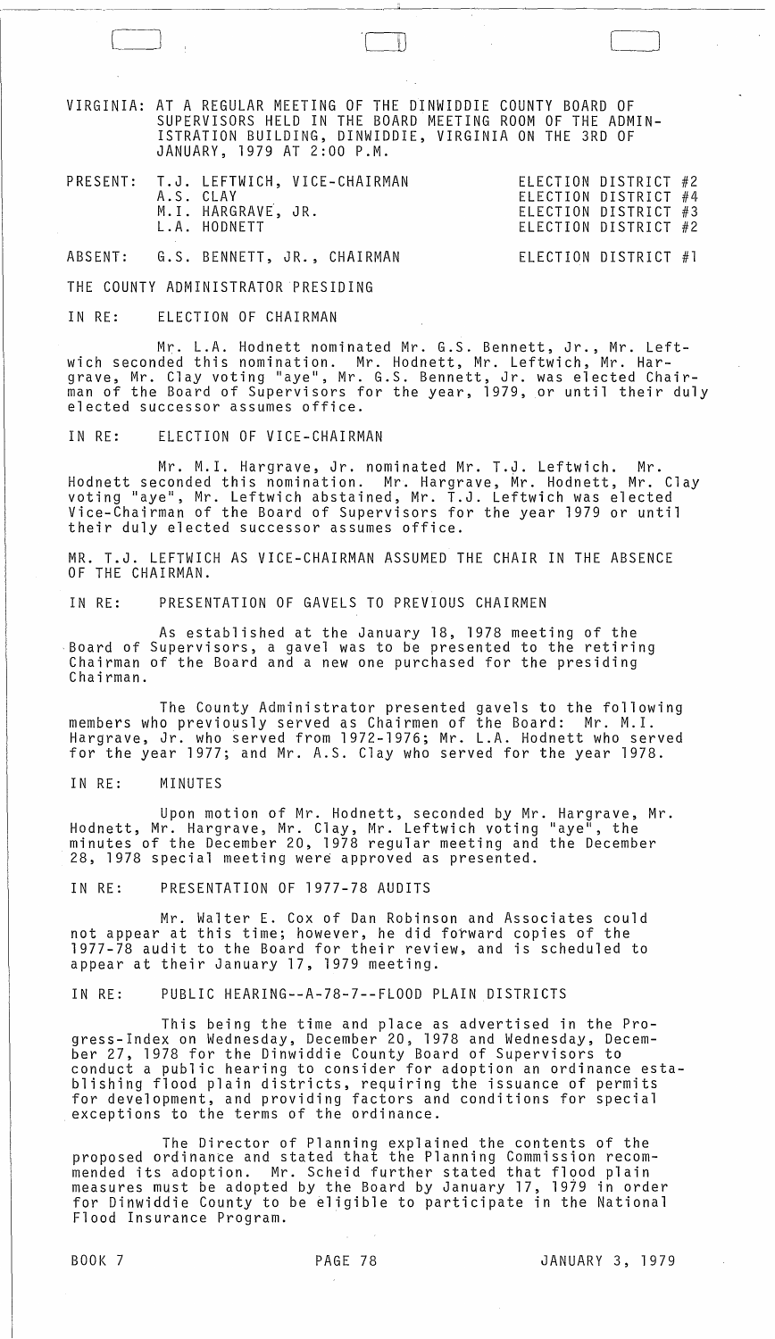VIRGINIA: AT A REGULAR MEETING OF THE DINWIDDIE COUNTY BOARD OF SUPERVISORS HELD IN THE BOARD MEETING ROOM OF THE ADMINISTRATION BUILDING, DINWIDDIE, VIRGINIA ON THE 3RD OF JANUARY, 1979 AT 2:00 P.M.

| | | |
|---|---|---|
| PRESENT: | T.J. LEFTWICH, VICE-CHAIRMAN | ELECTION DISTRICT #2 |
| | A.S. CLAY | ELECTION DISTRICT #4 |
| | M.I. HARGRAVE, JR. | ELECTION DISTRICT #3 |
| | L.A. HODNETT | ELECTION DISTRICT #2 |
| ABSENT: | G.S. BENNETT, JR., CHAIRMAN | ELECTION DISTRICT #1 |

THE COUNTY ADMINISTRATOR PRESIDING

IN RE: ELECTION OF CHAIRMAN

Mr. L.A. Hodnett nominated Mr. G.S. Bennett, Jr., Mr. Leftwich seconded this nomination. Mr. Hodnett, Mr. Leftwich, Mr. Hargrave, Mr. Clay voting "aye", Mr. G.S. Bennett, Jr. was elected Chairman of the Board of Supervisors for the year, 1979, or until their duly elected successor assumes office.

IN RE: ELECTION OF VICE-CHAIRMAN

Mr. M.I. Hargrave, Jr. nominated Mr. T.J. Leftwich. Mr. Hodnett seconded this nomination. Mr. Hargrave, Mr. Hodnett, Mr. Clay voting "aye", Mr. Leftwich abstained, Mr. T.J. Leftwich was elected Vice-Chairman of the Board of Supervisors for the year 1979 or until their duly elected successor assumes office.

MR. T.J. LEFTWICH AS VICE-CHAIRMAN ASSUMED THE CHAIR IN THE ABSENCE OF THE CHAIRMAN.

IN RE: PRESENTATION OF GAVELS TO PREVIOUS CHAIRMEN

As established at the January 18, 1978 meeting of the Board of Supervisors, a gavel was to be presented to the retiring Chairman of the Board and a new one purchased for the presiding Chairman.

The County Administrator presented gavels to the following members who previously served as Chairmen of the Board: Mr. M.I. Hargrave, Jr. who served from 1972-1976; Mr. L.A. Hodnett who served for the year 1977; and Mr. A.S. Clay who served for the year 1978.

IN RE: MINUTES

Upon motion of Mr. Hodnett, seconded by Mr. Hargrave, Mr. Hodnett, Mr. Hargrave, Mr. Clay, Mr. Leftwich voting "aye", the minutes of the December 20, 1978 regular meeting and the December 28, 1978 special meeting were approved as presented.

IN RE: PRESENTATION OF 1977-78 AUDITS

Mr. Walter E. Cox of Dan Robinson and Associates could not appear at this time; however, he did forward copies of the 1977-78 audit to the Board for their review, and is scheduled to appear at their January 17, 1979 meeting.

IN RE: PUBLIC HEARING--A-78-7--FLOOD PLAIN DISTRICTS

This being the time and place as advertised in the Progress-Index on Wednesday, December 20, 1978 and Wednesday, December 27, 1978 for the Dinwiddie County Board of Supervisors to conduct a public hearing to consider for adoption an ordinance establishing flood plain districts, requiring the issuance of permits for development, and providing factors and conditions for special exceptions to the terms of the ordinance.

The Director of Planning explained the contents of the proposed ordinance and stated that the Planning Commission recommended its adoption. Mr. Scheid further stated that flood plain measures must be adopted by the Board by January 17, 1979 in order for Dinwiddie County to be eligible to participate in the National Flood Insurance Program.

BOOK 7 PAGE 78 JANUARY 3, 1979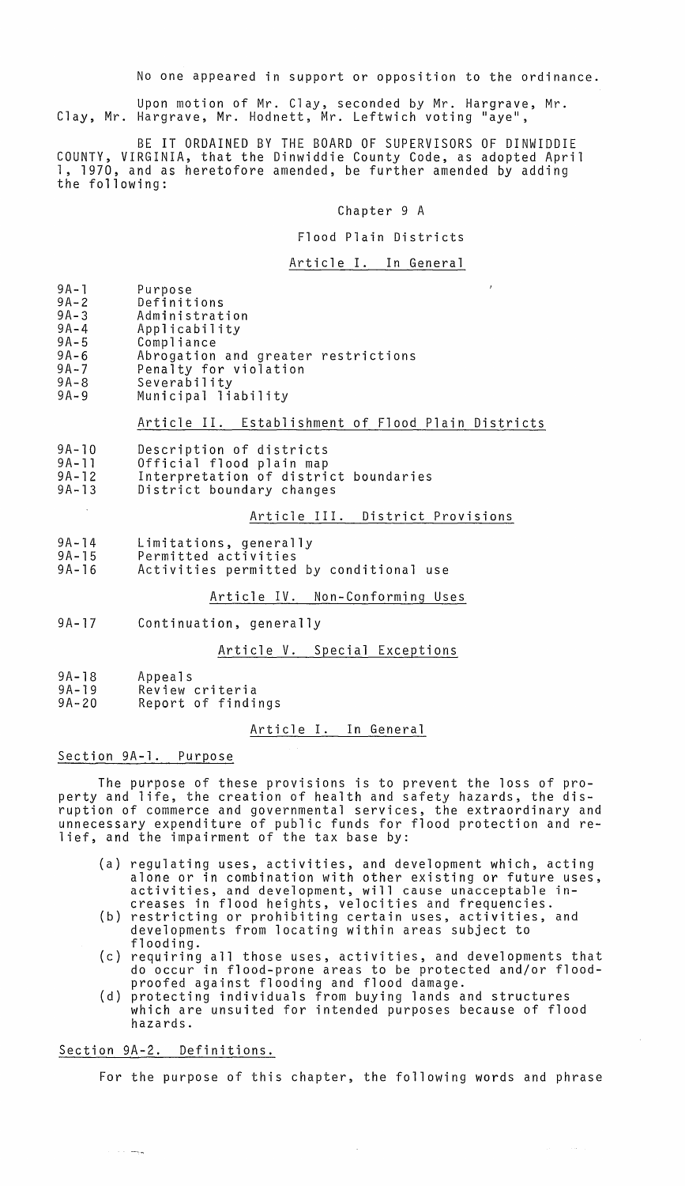No one appeared in support or opposition to the ordinance.

Upon motion of Mr. Clay, seconded by Mr. Hargrave, Mr. Clay, Mr. Hargrave, Mr. Hodnett, Mr. Leftwich voting "aye",

BE IT ORDAINED BY THE BOARD OF SUPERVISORS OF DINWIDDIE COUNTY, VIRGINIA, that the Dinwiddie County Code, as adopted April 1, 1970, and as heretofore amended, be further amended by adding the following:

## Chapter 9 A

## Flood Plain Districts

### Article I. In General

- 9A-1 Purpose
- 9A-2 Definitions
- 9A-3 Administration
- 9A-4 Applicability
- 9A-5 Compliance
- 9A-6 Abrogation and greater restrictions
- 9A-7 Penalty for violation
- 9A-8 Severability
- 9A-9 Municipal liability

### Article II. Establishment of Flood Plain Districts

- 9A-10 Description of districts
- 9A-11 Official flood plain map
- 9A-12 Interpretation of district boundaries
- 9A-13 District boundary changes

### Article III. District Provisions

- 9A-14 Limitations, generally
- 9A-15 Permitted activities
- 9A-16 Activities permitted by conditional use

### Article IV. Non-Conforming Uses

- 9A-17 Continuation, generally

### Article V. Special Exceptions

- 9A-18 Appeals
- 9A-19 Review criteria
- 9A-20 Report of findings

### Article I. In General

#### Section 9A-1. Purpose

The purpose of these provisions is to prevent the loss of property and life, the creation of health and safety hazards, the disruption of commerce and governmental services, the extraordinary and unnecessary expenditure of public funds for flood protection and relief, and the impairment of the tax base by:

(a) regulating uses, activities, and development which, acting alone or in combination with other existing or future uses, activities, and development, will cause unacceptable increases in flood heights, velocities and frequencies.

(b) restricting or prohibiting certain uses, activities, and developments from locating within areas subject to flooding.

(c) requiring all those uses, activities, and developments that do occur in flood-prone areas to be protected and/or flood-proofed against flooding and flood damage.

(d) protecting individuals from buying lands and structures which are unsuited for intended purposes because of flood hazards.

#### Section 9A-2. Definitions.

For the purpose of this chapter, the following words and phrase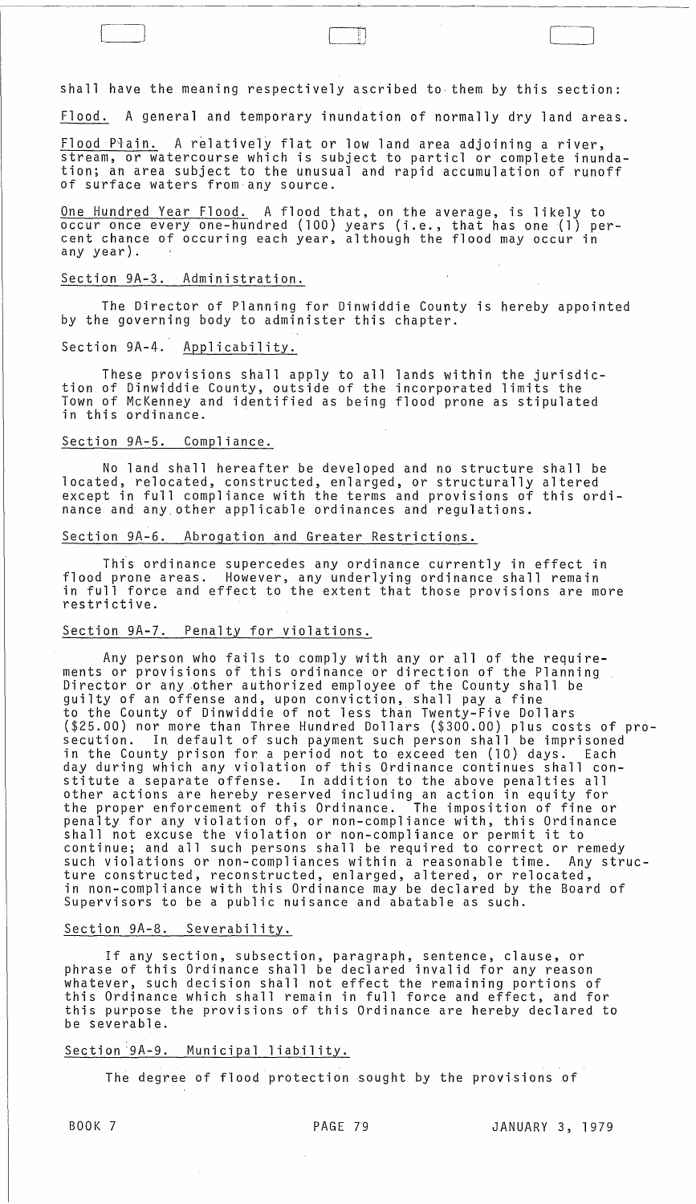shall have the meaning respectively ascribed to them by this section:

Flood. A general and temporary inundation of normally dry land areas.

Flood Plain. A relatively flat or low land area adjoining a river, stream, or watercourse which is subject to particl or complete inundation; an area subject to the unusual and rapid accumulation of runoff of surface waters from any source.

One Hundred Year Flood. A flood that, on the average, is likely to occur once every one-hundred (100) years (i.e., that has one (1) percent chance of occuring each year, although the flood may occur in any year).

### Section 9A-3. Administration.

The Director of Planning for Dinwiddie County is hereby appointed by the governing body to administer this chapter.

### Section 9A-4. Applicability.

These provisions shall apply to all lands within the jurisdiction of Dinwiddie County, outside of the incorporated limits the Town of McKenney and identified as being flood prone as stipulated in this ordinance.

### Section 9A-5. Compliance.

No land shall hereafter be developed and no structure shall be located, relocated, constructed, enlarged, or structurally altered except in full compliance with the terms and provisions of this ordinance and any other applicable ordinances and regulations.

### Section 9A-6. Abrogation and Greater Restrictions.

This ordinance supercedes any ordinance currently in effect in flood prone areas. However, any underlying ordinance shall remain in full force and effect to the extent that those provisions are more restrictive.

### Section 9A-7. Penalty for violations.

Any person who fails to comply with any or all of the requirements or provisions of this ordinance or direction of the Planning Director or any other authorized employee of the County shall be guilty of an offense and, upon conviction, shall pay a fine to the County of Dinwiddie of not less than Twenty-Five Dollars ($25.00) nor more than Three Hundred Dollars ($300.00) plus costs of prosecution. In default of such payment such person shall be imprisoned in the County prison for a period not to exceed ten (10) days. Each day during which any violation of this Ordinance continues shall constitute a separate offense. In addition to the above penalties all other actions are hereby reserved including an action in equity for the proper enforcement of this Ordinance. The imposition of fine or penalty for any violation of, or non-compliance with, this Ordinance shall not excuse the violation or non-compliance or permit it to continue; and all such persons shall be required to correct or remedy such violations or non-compliances within a reasonable time. Any structure constructed, reconstructed, enlarged, altered, or relocated, in non-compliance with this Ordinance may be declared by the Board of Supervisors to be a public nuisance and abatable as such.

### Section 9A-8. Severability.

If any section, subsection, paragraph, sentence, clause, or phrase of this Ordinance shall be declared invalid for any reason whatever, such decision shall not effect the remaining portions of this Ordinance which shall remain in full force and effect, and for this purpose the provisions of this Ordinance are hereby declared to be severable.

### Section 9A-9. Municipal liability.

The degree of flood protection sought by the provisions of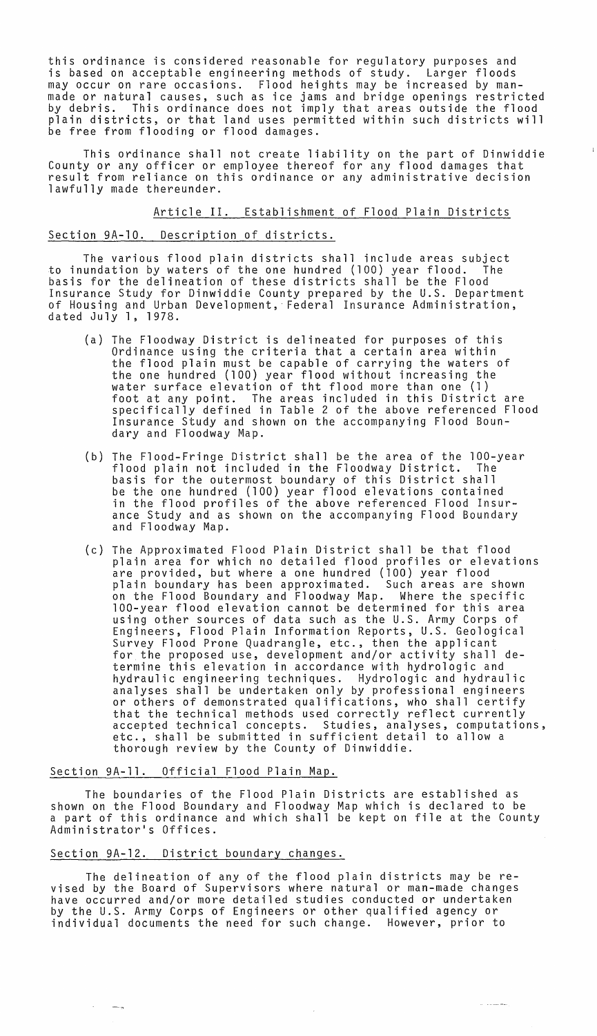this ordinance is considered reasonable for regulatory purposes and is based on acceptable engineering methods of study. Larger floods may occur on rare occasions. Flood heights may be increased by man-made or natural causes, such as ice jams and bridge openings restricted by debris. This ordinance does not imply that areas outside the flood plain districts, or that land uses permitted within such districts will be free from flooding or flood damages.

This ordinance shall not create liability on the part of Dinwiddie County or any officer or employee thereof for any flood damages that result from reliance on this ordinance or any administrative decision lawfully made thereunder.

## Article II. Establishment of Flood Plain Districts

### Section 9A-10. Description of districts.

The various flood plain districts shall include areas subject to inundation by waters of the one hundred (100) year flood. The basis for the delineation of these districts shall be the Flood Insurance Study for Dinwiddie County prepared by the U.S. Department of Housing and Urban Development, Federal Insurance Administration, dated July 1, 1978.

(a) The Floodway District is delineated for purposes of this Ordinance using the criteria that a certain area within the flood plain must be capable of carrying the waters of the one hundred (100) year flood without increasing the water surface elevation of tht flood more than one (1) foot at any point. The areas included in this District are specifically defined in Table 2 of the above referenced Flood Insurance Study and shown on the accompanying Flood Boundary and Floodway Map.

(b) The Flood-Fringe District shall be the area of the 100-year flood plain not included in the Floodway District. The basis for the outermost boundary of this District shall be the one hundred (100) year flood elevations contained in the flood profiles of the above referenced Flood Insurance Study and as shown on the accompanying Flood Boundary and Floodway Map.

(c) The Approximated Flood Plain District shall be that flood plain area for which no detailed flood profiles or elevations are provided, but where a one hundred (100) year flood plain boundary has been approximated. Such areas are shown on the Flood Boundary and Floodway Map. Where the specific 100-year flood elevation cannot be determined for this area using other sources of data such as the U.S. Army Corps of Engineers, Flood Plain Information Reports, U.S. Geological Survey Flood Prone Quadrangle, etc., then the applicant for the proposed use, development and/or activity shall determine this elevation in accordance with hydrologic and hydraulic engineering techniques. Hydrologic and hydraulic analyses shall be undertaken only by professional engineers or others of demonstrated qualifications, who shall certify that the technical methods used correctly reflect currently accepted technical concepts. Studies, analyses, computations, etc., shall be submitted in sufficient detail to allow a thorough review by the County of Dinwiddie.

### Section 9A-11. Official Flood Plain Map.

The boundaries of the Flood Plain Districts are established as shown on the Flood Boundary and Floodway Map which is declared to be a part of this ordinance and which shall be kept on file at the County Administrator's Offices.

### Section 9A-12. District boundary changes.

The delineation of any of the flood plain districts may be revised by the Board of Supervisors where natural or man-made changes have occurred and/or more detailed studies conducted or undertaken by the U.S. Army Corps of Engineers or other qualified agency or individual documents the need for such change. However, prior to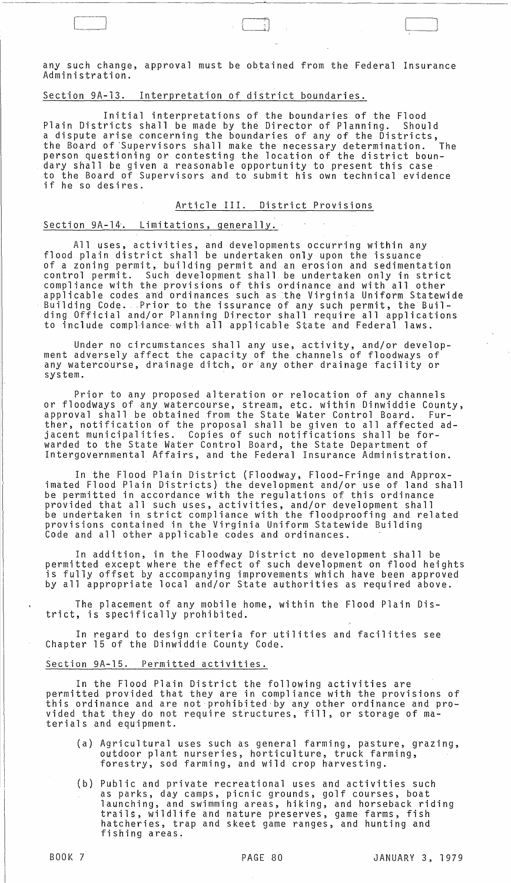any such change, approval must be obtained from the Federal Insurance Administration.

Section 9A-13. Interpretation of district boundaries.

Initial interpretations of the boundaries of the Flood Plain Districts shall be made by the Director of Planning. Should a dispute arise concerning the boundaries of any of the Districts, the Board of Supervisors shall make the necessary determination. The person questioning or contesting the location of the district boundary shall be given a reasonable opportunity to present this case to the Board of Supervisors and to submit his own technical evidence if he so desires.

## Article III. District Provisions

Section 9A-14. Limitations, generally.

All uses, activities, and developments occurring within any flood plain district shall be undertaken only upon the issuance of a zoning permit, building permit and an erosion and sedimentation control permit. Such development shall be undertaken only in strict compliance with the provisions of this ordinance and with all other applicable codes and ordinances such as the Virginia Uniform Statewide Building Code. Prior to the issurance of any such permit, the Building Official and/or Planning Director shall require all applications to include compliance with all applicable State and Federal laws.

Under no circumstances shall any use, activity, and/or development adversely affect the capacity of the channels of floodways of any watercourse, drainage ditch, or any other drainage facility or system.

Prior to any proposed alteration or relocation of any channels or floodways of any watercourse, stream, etc. within Dinwiddie County, approval shall be obtained from the State Water Control Board. Further, notification of the proposal shall be given to all affected adjacent municipalities. Copies of such notifications shall be forwarded to the State Water Control Board, the State Department of Intergovernmental Affairs, and the Federal Insurance Administration.

In the Flood Plain District (Floodway, Flood-Fringe and Approximated Flood Plain Districts) the development and/or use of land shall be permitted in accordance with the regulations of this ordinance provided that all such uses, activities, and/or development shall be undertaken in strict compliance with the floodproofing and related provisions contained in the Virginia Uniform Statewide Building Code and all other applicable codes and ordinances.

In addition, in the Floodway District no development shall be permitted except where the effect of such development on flood heights is fully offset by accompanying improvements which have been approved by all appropriate local and/or State authorities as required above.

The placement of any mobile home, within the Flood Plain District, is specifically prohibited.

In regard to design criteria for utilities and facilities see Chapter 15 of the Dinwiddie County Code.

Section 9A-15. Permitted activities.

In the Flood Plain District the following activities are permitted provided that they are in compliance with the provisions of this ordinance and are not prohibited by any other ordinance and provided that they do not require structures, fill, or storage of materials and equipment.

(a) Agricultural uses such as general farming, pasture, grazing, outdoor plant nurseries, horticulture, truck farming, forestry, sod farming, and wild crop harvesting.

(b) Public and private recreational uses and activities such as parks, day camps, picnic grounds, golf courses, boat launching, and swimming areas, hiking, and horseback riding trails, wildlife and nature preserves, game farms, fish hatcheries, trap and skeet game ranges, and hunting and fishing areas.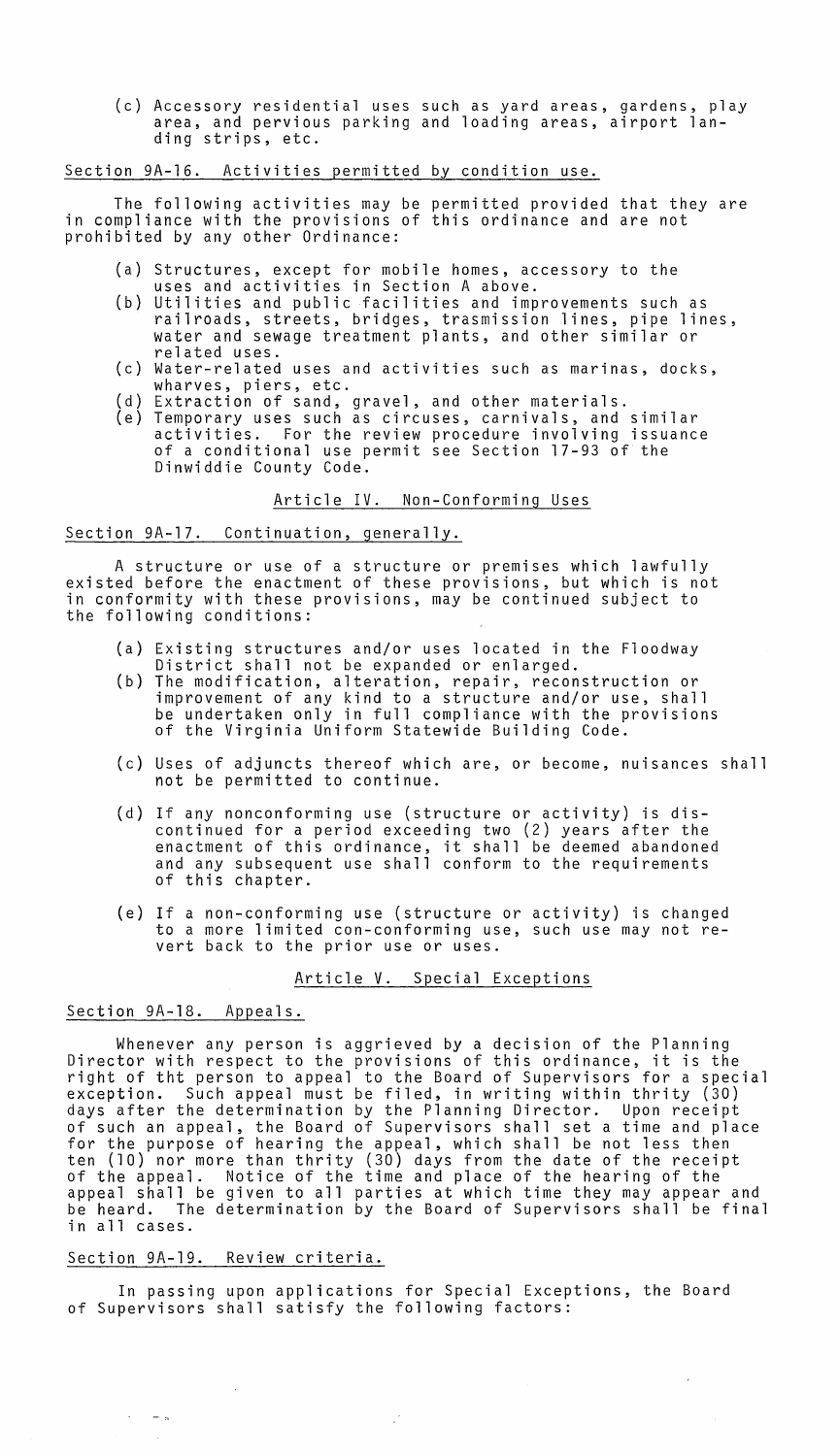(c) Accessory residential uses such as yard areas, gardens, play area, and pervious parking and loading areas, airport landing strips, etc.

Section 9A-16. Activities permitted by condition use.

The following activities may be permitted provided that they are in compliance with the provisions of this ordinance and are not prohibited by any other Ordinance:

(a) Structures, except for mobile homes, accessory to the uses and activities in Section A above.
(b) Utilities and public facilities and improvements such as railroads, streets, bridges, trasmission lines, pipe lines, water and sewage treatment plants, and other similar or related uses.
(c) Water-related uses and activities such as marinas, docks, wharves, piers, etc.
(d) Extraction of sand, gravel, and other materials.
(e) Temporary uses such as circuses, carnivals, and similar activities. For the review procedure involving issuance of a conditional use permit see Section 17-93 of the Dinwiddie County Code.

## Article IV. Non-Conforming Uses

Section 9A-17. Continuation, generally.

A structure or use of a structure or premises which lawfully existed before the enactment of these provisions, but which is not in conformity with these provisions, may be continued subject to the following conditions:

(a) Existing structures and/or uses located in the Floodway District shall not be expanded or enlarged.
(b) The modification, alteration, repair, reconstruction or improvement of any kind to a structure and/or use, shall be undertaken only in full compliance with the provisions of the Virginia Uniform Statewide Building Code.
(c) Uses of adjuncts thereof which are, or become, nuisances shall not be permitted to continue.
(d) If any nonconforming use (structure or activity) is discontinued for a period exceeding two (2) years after the enactment of this ordinance, it shall be deemed abandoned and any subsequent use shall conform to the requirements of this chapter.
(e) If a non-conforming use (structure or activity) is changed to a more limited con-conforming use, such use may not revert back to the prior use or uses.

## Article V. Special Exceptions

Section 9A-18. Appeals.

Whenever any person is aggrieved by a decision of the Planning Director with respect to the provisions of this ordinance, it is the right of tht person to appeal to the Board of Supervisors for a special exception. Such appeal must be filed, in writing within thrity (30) days after the determination by the Planning Director. Upon receipt of such an appeal, the Board of Supervisors shall set a time and place for the purpose of hearing the appeal, which shall be not less then ten (10) nor more than thrity (30) days from the date of the receipt of the appeal. Notice of the time and place of the hearing of the appeal shall be given to all parties at which time they may appear and be heard. The determination by the Board of Supervisors shall be final in all cases.

Section 9A-19. Review criteria.

In passing upon applications for Special Exceptions, the Board of Supervisors shall satisfy the following factors: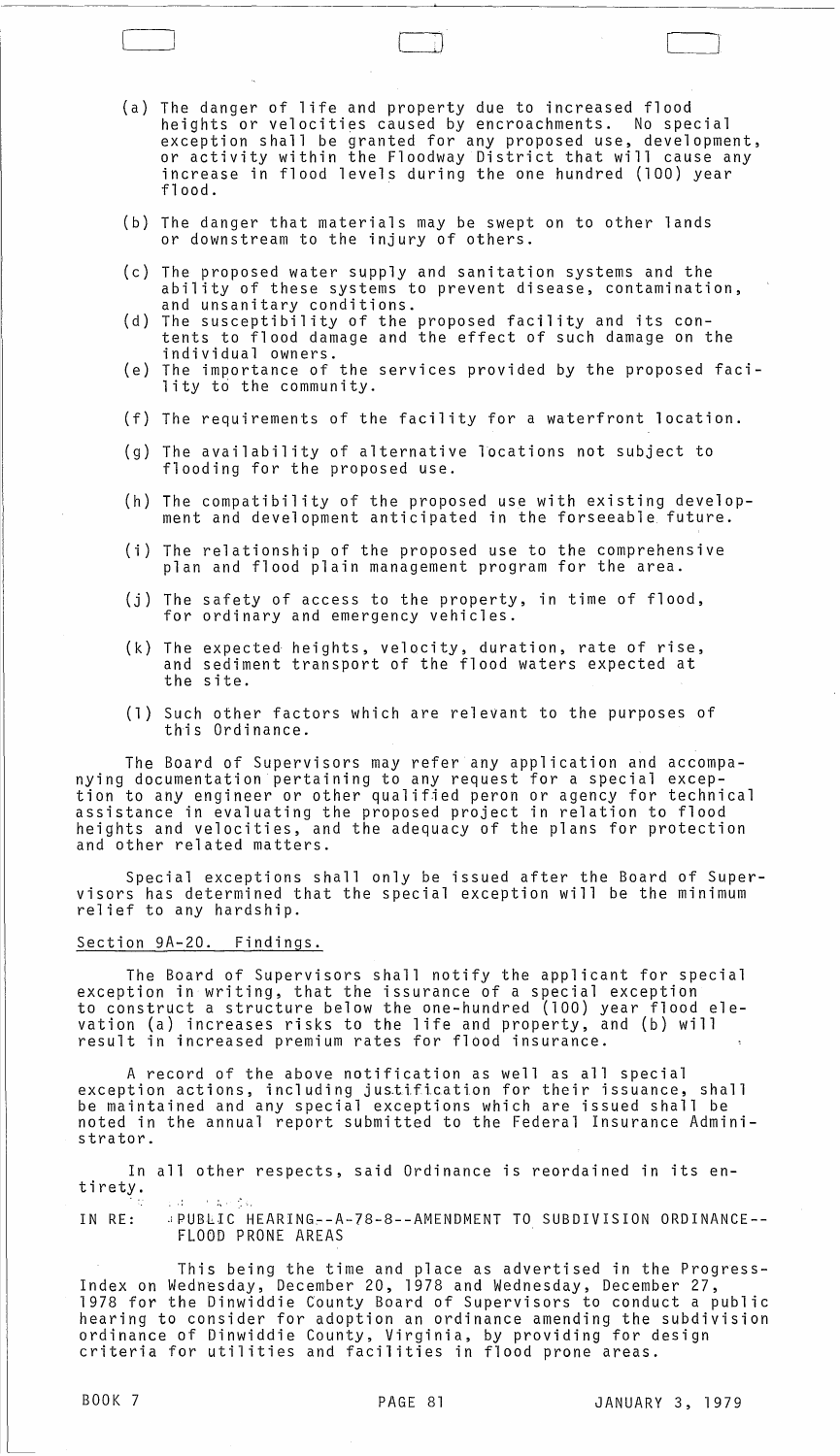(a) The danger of life and property due to increased flood heights or velocities caused by encroachments. No special exception shall be granted for any proposed use, development, or activity within the Floodway District that will cause any increase in flood levels during the one hundred (100) year flood.

(b) The danger that materials may be swept on to other lands or downstream to the injury of others.

(c) The proposed water supply and sanitation systems and the ability of these systems to prevent disease, contamination, and unsanitary conditions.

(d) The susceptibility of the proposed facility and its contents to flood damage and the effect of such damage on the individual owners.

(e) The importance of the services provided by the proposed facility to the community.

(f) The requirements of the facility for a waterfront location.

(g) The availability of alternative locations not subject to flooding for the proposed use.

(h) The compatibility of the proposed use with existing development and development anticipated in the forseeable future.

(i) The relationship of the proposed use to the comprehensive plan and flood plain management program for the area.

(j) The safety of access to the property, in time of flood, for ordinary and emergency vehicles.

(k) The expected heights, velocity, duration, rate of rise, and sediment transport of the flood waters expected at the site.

(l) Such other factors which are relevant to the purposes of this Ordinance.

The Board of Supervisors may refer any application and accompanying documentation pertaining to any request for a special exception to any engineer or other qualified peron or agency for technical assistance in evaluating the proposed project in relation to flood heights and velocities, and the adequacy of the plans for protection and other related matters.

Special exceptions shall only be issued after the Board of Supervisors has determined that the special exception will be the minimum relief to any hardship.

Section 9A-20. Findings.

The Board of Supervisors shall notify the applicant for special exception in writing, that the issuance of a special exception to construct a structure below the one-hundred (100) year flood elevation (a) increases risks to the life and property, and (b) will result in increased premium rates for flood insurance.

A record of the above notification as well as all special exception actions, including justification for their issuance, shall be maintained and any special exceptions which are issued shall be noted in the annual report submitted to the Federal Insurance Administrator.

In all other respects, said Ordinance is reordained in its entirety.

IN RE: PUBLIC HEARING--A-78-8--AMENDMENT TO SUBDIVISION ORDINANCE--FLOOD PRONE AREAS

This being the time and place as advertised in the Progress-Index on Wednesday, December 20, 1978 and Wednesday, December 27, 1978 for the Dinwiddie County Board of Supervisors to conduct a public hearing to consider for adoption an ordinance amending the subdivision ordinance of Dinwiddie County, Virginia, by providing for design criteria for utilities and facilities in flood prone areas.

BOOK 7 PAGE 81 JANUARY 3, 1979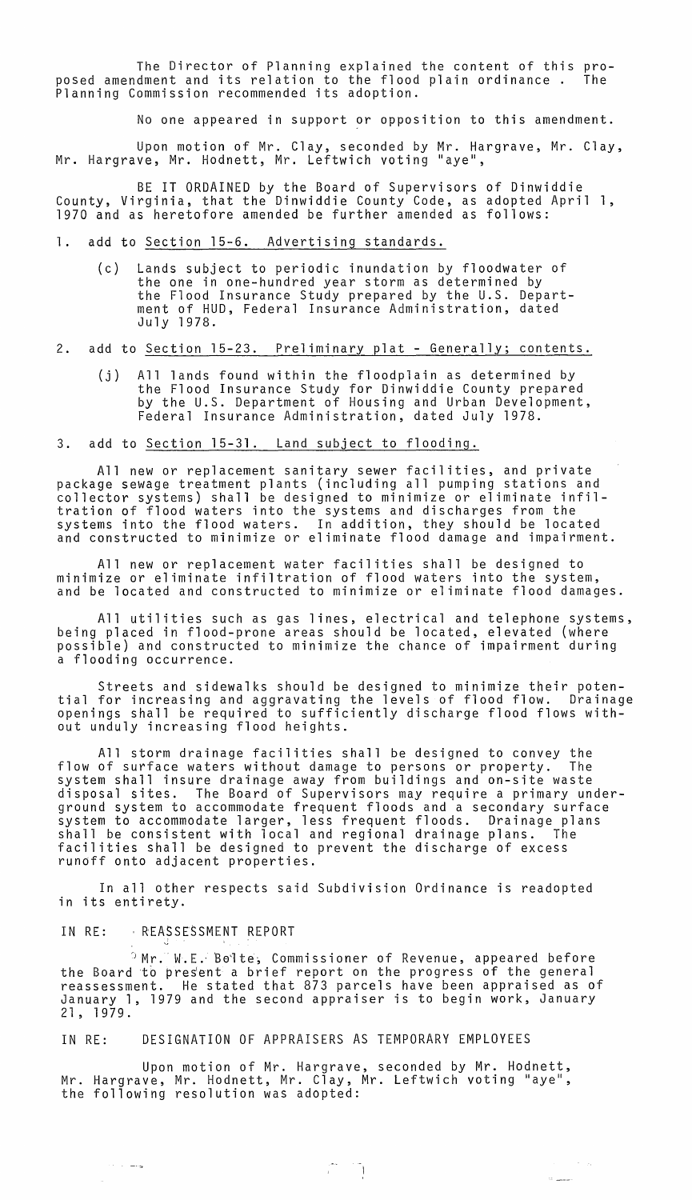The Director of Planning explained the content of this proposed amendment and its relation to the flood plain ordinance. The Planning Commission recommended its adoption.

No one appeared in support or opposition to this amendment.

Upon motion of Mr. Clay, seconded by Mr. Hargrave, Mr. Clay, Mr. Hargrave, Mr. Hodnett, Mr. Leftwich voting "aye",

BE IT ORDAINED by the Board of Supervisors of Dinwiddie County, Virginia, that the Dinwiddie County Code, as adopted April 1, 1970 and as heretofore amended be further amended as follows:

1. add to <u>Section 15-6. Advertising standards.</u>

   (c) Lands subject to periodic inundation by floodwater of the one in one-hundred year storm as determined by the Flood Insurance Study prepared by the U.S. Department of HUD, Federal Insurance Administration, dated July 1978.

2. add to <u>Section 15-23. Preliminary plat - Generally; contents.</u>

   (j) All lands found within the floodplain as determined by the Flood Insurance Study for Dinwiddie County prepared by the U.S. Department of Housing and Urban Development, Federal Insurance Administration, dated July 1978.

3. add to <u>Section 15-31. Land subject to flooding.</u>

All new or replacement sanitary sewer facilities, and private package sewage treatment plants (including all pumping stations and collector systems) shall be designed to minimize or eliminate infiltration of flood waters into the systems and discharges from the systems into the flood waters. In addition, they should be located and constructed to minimize or eliminate flood damage and impairment.

All new or replacement water facilities shall be designed to minimize or eliminate infiltration of flood waters into the system, and be located and constructed to minimize or eliminate flood damages.

All utilities such as gas lines, electrical and telephone systems, being placed in flood-prone areas should be located, elevated (where possible) and constructed to minimize the chance of impairment during a flooding occurrence.

Streets and sidewalks should be designed to minimize their potential for increasing and aggravating the levels of flood flow. Drainage openings shall be required to sufficiently discharge flood flows without unduly increasing flood heights.

All storm drainage facilities shall be designed to convey the flow of surface waters without damage to persons or property. The system shall insure drainage away from buildings and on-site waste disposal sites. The Board of Supervisors may require a primary underground system to accommodate frequent floods and a secondary surface system to accommodate larger, less frequent floods. Drainage plans shall be consistent with local and regional drainage plans. The facilities shall be designed to prevent the discharge of excess runoff onto adjacent properties.

In all other respects said Subdivision Ordinance is readopted in its entirety.

IN RE: REASSESSMENT REPORT

Mr. W.E. Belte, Commissioner of Revenue, appeared before the Board to present a brief report on the progress of the general reassessment. He stated that 873 parcels have been appraised as of January 1, 1979 and the second appraiser is to begin work, January 21, 1979.

IN RE: DESIGNATION OF APPRAISERS AS TEMPORARY EMPLOYEES

Upon motion of Mr. Hargrave, seconded by Mr. Hodnett, Mr. Hargrave, Mr. Hodnett, Mr. Clay, Mr. Leftwich voting "aye", the following resolution was adopted: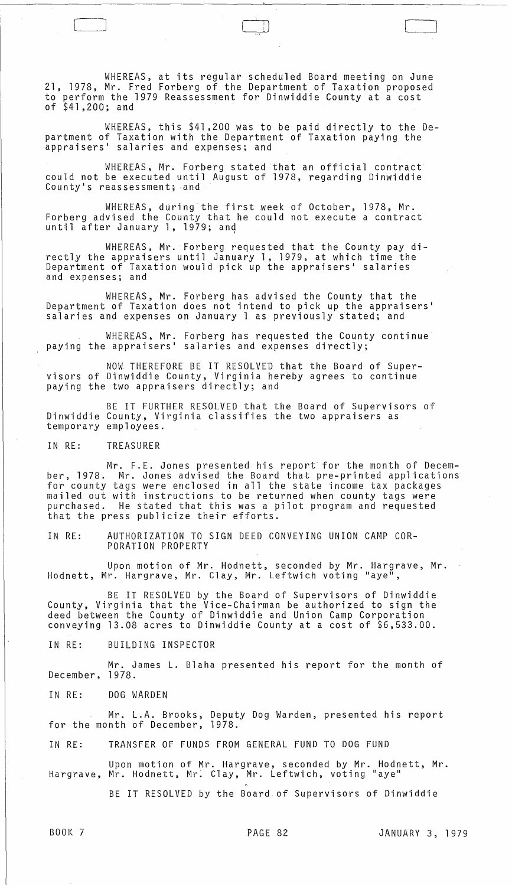WHEREAS, at its regular scheduled Board meeting on June 21, 1978, Mr. Fred Forberg of the Department of Taxation proposed to perform the 1979 Reassessment for Dinwiddie County at a cost of $41,200; and

WHEREAS, this $41,200 was to be paid directly to the Department of Taxation with the Department of Taxation paying the appraisers' salaries and expenses; and

WHEREAS, Mr. Forberg stated that an official contract could not be executed until August of 1978, regarding Dinwiddie County's reassessment; and

WHEREAS, during the first week of October, 1978, Mr. Forberg advised the County that he could not execute a contract until after January 1, 1979; and

WHEREAS, Mr. Forberg requested that the County pay directly the appraisers until January 1, 1979, at which time the Department of Taxation would pick up the appraisers' salaries and expenses; and

WHEREAS, Mr. Forberg has advised the County that the Department of Taxation does not intend to pick up the appraisers' salaries and expenses on January 1 as previously stated; and

WHEREAS, Mr. Forberg has requested the County continue paying the appraisers' salaries and expenses directly;

NOW THEREFORE BE IT RESOLVED that the Board of Supervisors of Dinwiddie County, Virginia hereby agrees to continue paying the two appraisers directly; and

BE IT FURTHER RESOLVED that the Board of Supervisors of Dinwiddie County, Virginia classifies the two appraisers as temporary employees.

IN RE: TREASURER

Mr. F.E. Jones presented his report for the month of December, 1978. Mr. Jones advised the Board that pre-printed applications for county tags were enclosed in all the state income tax packages mailed out with instructions to be returned when county tags were purchased. He stated that this was a pilot program and requested that the press publicize their efforts.

IN RE: AUTHORIZATION TO SIGN DEED CONVEYING UNION CAMP CORPORATION PROPERTY

Upon motion of Mr. Hodnett, seconded by Mr. Hargrave, Mr. Hodnett, Mr. Hargrave, Mr. Clay, Mr. Leftwich voting "aye",

BE IT RESOLVED by the Board of Supervisors of Dinwiddie County, Virginia that the Vice-Chairman be authorized to sign the deed between the County of Dinwiddie and Union Camp Corporation conveying 13.08 acres to Dinwiddie County at a cost of $6,533.00.

IN RE: BUILDING INSPECTOR

Mr. James L. Blaha presented his report for the month of December, 1978.

IN RE: DOG WARDEN

Mr. L.A. Brooks, Deputy Dog Warden, presented his report for the month of December, 1978.

IN RE: TRANSFER OF FUNDS FROM GENERAL FUND TO DOG FUND

Upon motion of Mr. Hargrave, seconded by Mr. Hodnett, Mr. Hargrave, Mr. Hodnett, Mr. Clay, Mr. Leftwich, voting "aye"

BE IT RESOLVED by the Board of Supervisors of Dinwiddie

BOOK 7 PAGE 82 JANUARY 3, 1979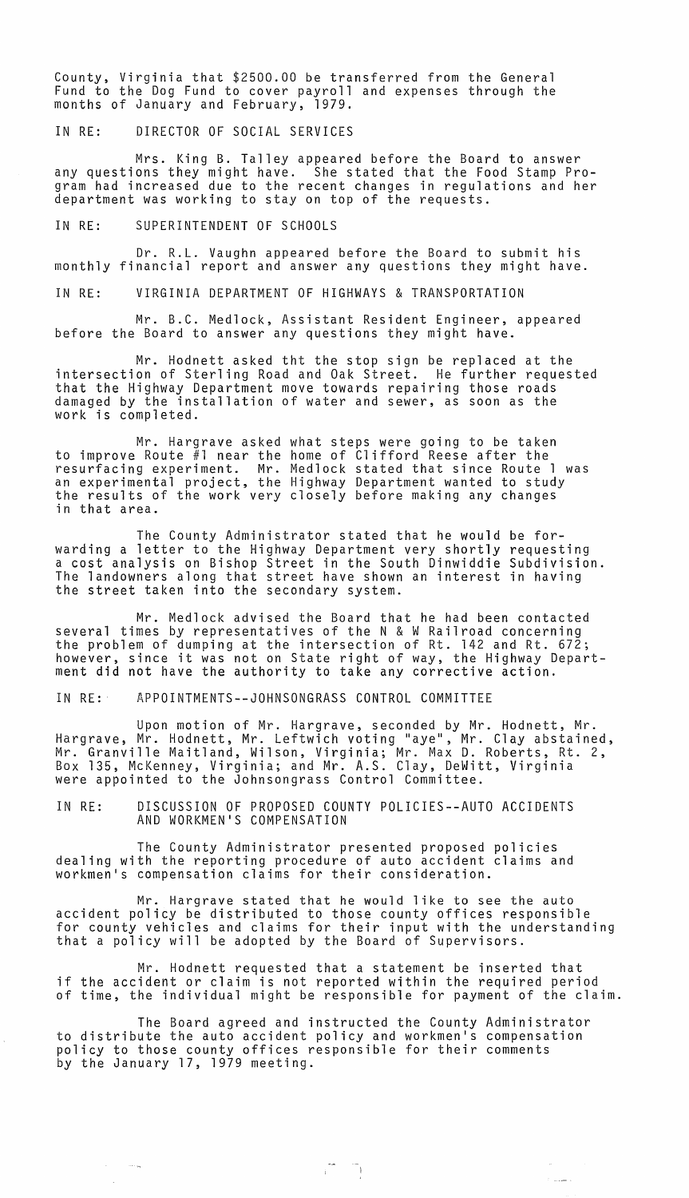County, Virginia that $2500.00 be transferred from the General Fund to the Dog Fund to cover payroll and expenses through the months of January and February, 1979.

IN RE: DIRECTOR OF SOCIAL SERVICES

Mrs. King B. Talley appeared before the Board to answer any questions they might have. She stated that the Food Stamp Program had increased due to the recent changes in regulations and her department was working to stay on top of the requests.

IN RE: SUPERINTENDENT OF SCHOOLS

Dr. R.L. Vaughn appeared before the Board to submit his monthly financial report and answer any questions they might have.

IN RE: VIRGINIA DEPARTMENT OF HIGHWAYS & TRANSPORTATION

Mr. B.C. Medlock, Assistant Resident Engineer, appeared before the Board to answer any questions they might have.

Mr. Hodnett asked tht the stop sign be replaced at the intersection of Sterling Road and Oak Street. He further requested that the Highway Department move towards repairing those roads damaged by the installation of water and sewer, as soon as the work is completed.

Mr. Hargrave asked what steps were going to be taken to improve Route #1 near the home of Clifford Reese after the resurfacing experiment. Mr. Medlock stated that since Route 1 was an experimental project, the Highway Department wanted to study the results of the work very closely before making any changes in that area.

The County Administrator stated that he would be forwarding a letter to the Highway Department very shortly requesting a cost analysis on Bishop Street in the South Dinwiddie Subdivision. The landowners along that street have shown an interest in having the street taken into the secondary system.

Mr. Medlock advised the Board that he had been contacted several times by representatives of the N & W Railroad concerning the problem of dumping at the intersection of Rt. 142 and Rt. 672; however, since it was not on State right of way, the Highway Department did not have the authority to take any corrective action.

IN RE: APPOINTMENTS--JOHNSONGRASS CONTROL COMMITTEE

Upon motion of Mr. Hargrave, seconded by Mr. Hodnett, Mr. Hargrave, Mr. Hodnett, Mr. Leftwich voting "aye", Mr. Clay abstained, Mr. Granville Maitland, Wilson, Virginia; Mr. Max D. Roberts, Rt. 2, Box 135, McKenney, Virginia; and Mr. A.S. Clay, DeWitt, Virginia were appointed to the Johnsongrass Control Committee.

IN RE: DISCUSSION OF PROPOSED COUNTY POLICIES--AUTO ACCIDENTS AND WORKMEN'S COMPENSATION

The County Administrator presented proposed policies dealing with the reporting procedure of auto accident claims and workmen's compensation claims for their consideration.

Mr. Hargrave stated that he would like to see the auto accident policy be distributed to those county offices responsible for county vehicles and claims for their input with the understanding that a policy will be adopted by the Board of Supervisors.

Mr. Hodnett requested that a statement be inserted that if the accident or claim is not reported within the required period of time, the individual might be responsible for payment of the claim.

The Board agreed and instructed the County Administrator to distribute the auto accident policy and workmen's compensation policy to those county offices responsible for their comments by the January 17, 1979 meeting.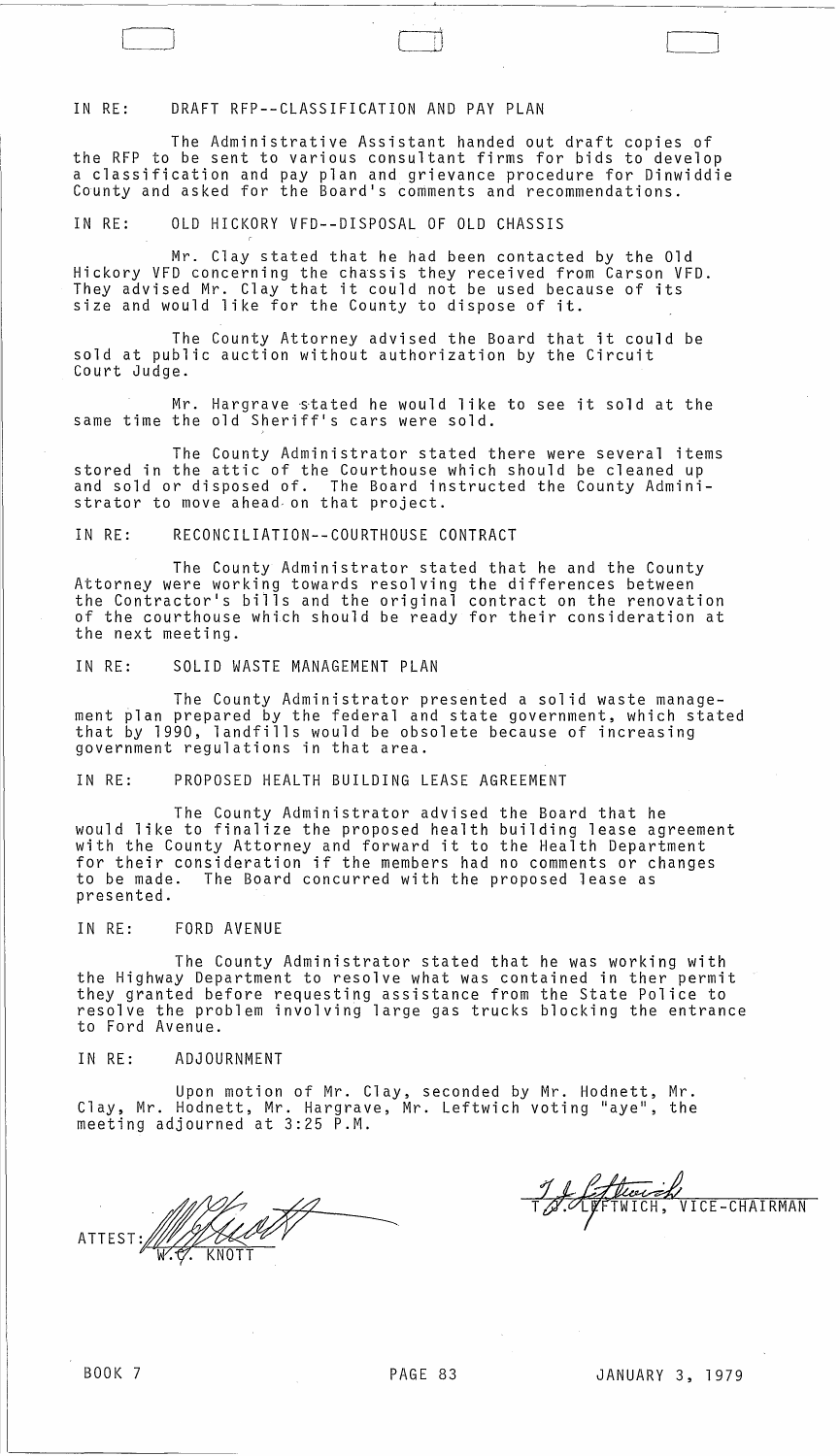IN RE: DRAFT RFP--CLASSIFICATION AND PAY PLAN

The Administrative Assistant handed out draft copies of the RFP to be sent to various consultant firms for bids to develop a classification and pay plan and grievance procedure for Dinwiddie County and asked for the Board's comments and recommendations.

IN RE: OLD HICKORY VFD--DISPOSAL OF OLD CHASSIS

Mr. Clay stated that he had been contacted by the Old Hickory VFD concerning the chassis they received from Carson VFD. They advised Mr. Clay that it could not be used because of its size and would like for the County to dispose of it.

The County Attorney advised the Board that it could be sold at public auction without authorization by the Circuit Court Judge.

Mr. Hargrave stated he would like to see it sold at the same time the old Sheriff's cars were sold.

The County Administrator stated there were several items stored in the attic of the Courthouse which should be cleaned up and sold or disposed of. The Board instructed the County Administrator to move ahead on that project.

IN RE: RECONCILIATION--COURTHOUSE CONTRACT

The County Administrator stated that he and the County Attorney were working towards resolving the differences between the Contractor's bills and the original contract on the renovation of the courthouse which should be ready for their consideration at the next meeting.

IN RE: SOLID WASTE MANAGEMENT PLAN

The County Administrator presented a solid waste management plan prepared by the federal and state government, which stated that by 1990, landfills would be obsolete because of increasing government regulations in that area.

IN RE: PROPOSED HEALTH BUILDING LEASE AGREEMENT

The County Administrator advised the Board that he would like to finalize the proposed health building lease agreement with the County Attorney and forward it to the Health Department for their consideration if the members had no comments or changes to be made. The Board concurred with the proposed lease as presented.

IN RE: FORD AVENUE

The County Administrator stated that he was working with the Highway Department to resolve what was contained in ther permit they granted before requesting assistance from the State Police to resolve the problem involving large gas trucks blocking the entrance to Ford Avenue.

IN RE: ADJOURNMENT

Upon motion of Mr. Clay, seconded by Mr. Hodnett, Mr. Clay, Mr. Hodnett, Mr. Hargrave, Mr. Leftwich voting "aye", the meeting adjourned at 3:25 P.M.

T. J. LEFTWICH, VICE-CHAIRMAN

ATTEST: W. C. KNOTT

BOOK 7 PAGE 83 JANUARY 3, 1979